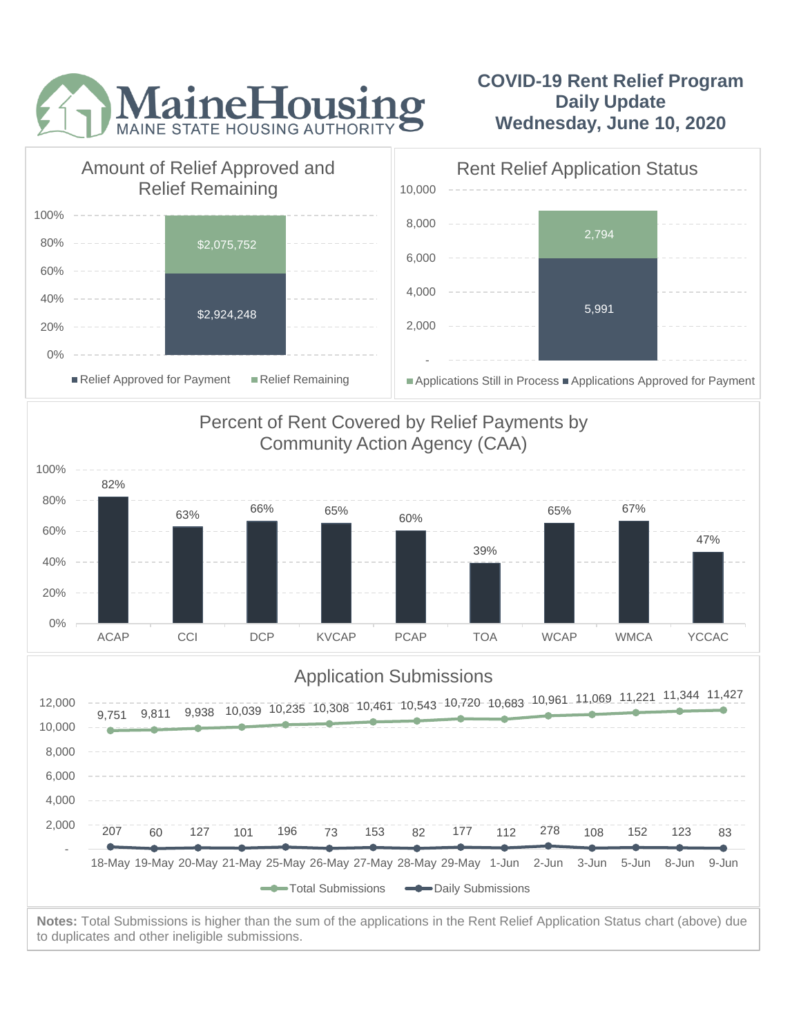MaineHousing
MAINE STATE HOUSING AUTHORITY

# COVID-19 Rent Relief Program Daily Update Wednesday, June 10, 2020

## Amount of Relief Approved and Relief Remaining

| | Amount |
|---|---|
| Relief Approved for Payment | $2,924,248 |
| Relief Remaining | $2,075,752 |

## Rent Relief Application Status

| | Count |
|---|---|
| Applications Approved for Payment | 5,991 |
| Applications Still in Process | 2,794 |

## Percent of Rent Covered by Relief Payments by Community Action Agency (CAA)

| CAA | Percent |
|---|---|
| ACAP | 82% |
| CCI | 63% |
| DCP | 66% |
| KVCAP | 65% |
| PCAP | 60% |
| TOA | 39% |
| WCAP | 65% |
| WMCA | 67% |
| YCCAC | 47% |

## Application Submissions

| Date | Total Submissions | Daily Submissions |
|---|---|---|
| 18-May | 9,751 | 207 |
| 19-May | 9,811 | 60 |
| 20-May | 9,938 | 127 |
| 21-May | 10,039 | 101 |
| 25-May | 10,235 | 196 |
| 26-May | 10,308 | 73 |
| 27-May | 10,461 | 153 |
| 28-May | 10,543 | 82 |
| 29-May | 10,720 | 177 |
| 1-Jun | 10,683 | 112 |
| 2-Jun | 10,961 | 278 |
| 3-Jun | 11,069 | 108 |
| 5-Jun | 11,221 | 152 |
| 8-Jun | 11,344 | 123 |
| 9-Jun | 11,427 | 83 |

**Notes:** Total Submissions is higher than the sum of the applications in the Rent Relief Application Status chart (above) due to duplicates and other ineligible submissions.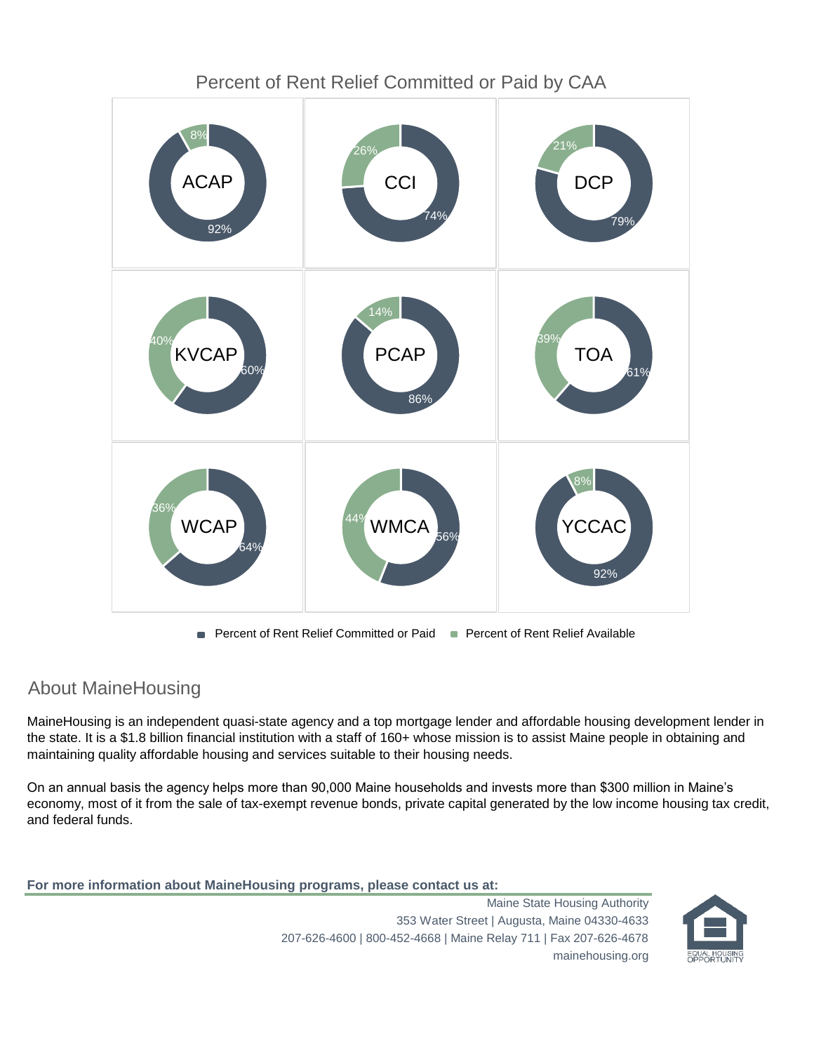## Percent of Rent Relief Committed or Paid by CAA

ACAP: 92%, 8%

CCI: 74%, 26%

DCP: 79%, 21%

KVCAP: 60%, 40%

PCAP: 86%, 14%

TOA: 61%, 39%

WCAP: 64%, 36%

WMCA: 56%, 44%

YCCAC: 92%, 8%

Percent of Rent Relief Committed or Paid | Percent of Rent Relief Available

## About MaineHousing

MaineHousing is an independent quasi-state agency and a top mortgage lender and affordable housing development lender in the state. It is a $1.8 billion financial institution with a staff of 160+ whose mission is to assist Maine people in obtaining and maintaining quality affordable housing and services suitable to their housing needs.

On an annual basis the agency helps more than 90,000 Maine households and invests more than $300 million in Maine's economy, most of it from the sale of tax-exempt revenue bonds, private capital generated by the low income housing tax credit, and federal funds.

**For more information about MaineHousing programs, please contact us at:**

Maine State Housing Authority
353 Water Street | Augusta, Maine 04330-4633
207-626-4600 | 800-452-4668 | Maine Relay 711 | Fax 207-626-4678
mainehousing.org

EQUAL HOUSING OPPORTUNITY